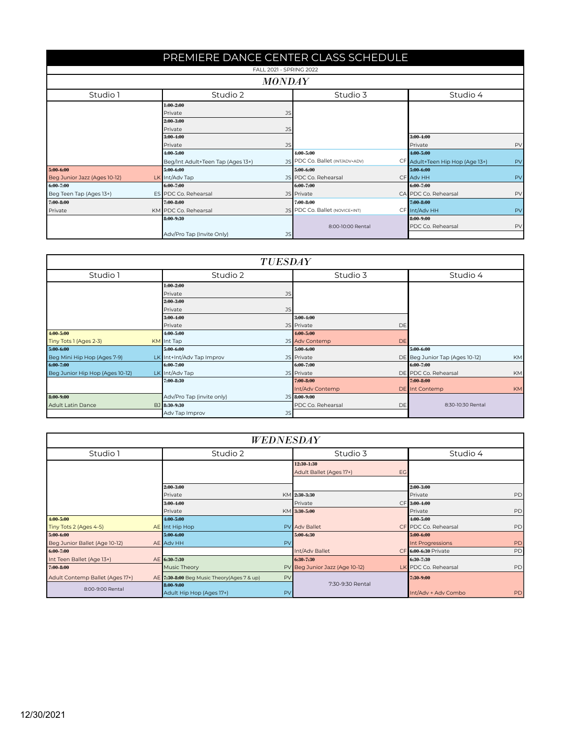# PREMIERE DANCE CENTER CLASS SCHEDULE

FALL 2021 - SPRING 2022

## *MONDAY*

| Studio 1 | Studio 2 | Studio 3 | Studio 4 |
|---|---|---|---|
| | 1:00-2:00 Private JS | | |
| | 2:00-3:00 Private JS | | |
| | 3:00-4:00 Private JS | | 3:00-4:00 Private PV |
| | 4:00-5:00 Beg/Int Adult+Teen Tap (Ages 13+) JS | 4:00-5:00 PDC Co. Ballet (INT/ADV+ADV) CF | 4:00-5:00 Adult+Teen Hip Hop (Age 13+) PV |
| 5:00-6:00 Beg Junior Jazz (Ages 10-12) LK | 5:00-6:00 Int/Adv Tap JS | 5:00-6:00 PDC Co. Rehearsal CF | 5:00-6:00 Adv HH PV |
| 6:00-7:00 Beg Teen Tap (Ages 13+) ES | 6:00-7:00 PDC Co. Rehearsal JS | 6:00-7:00 Private CA | 6:00-7:00 PDC Co. Rehearsal PV |
| 7:00-8:00 Private KM | 7:00-8:00 PDC Co. Rehearsal JS | 7:00-8:00 PDC Co. Ballet (NOVICE+INT) CF | 7:00-8:00 Int/Adv HH PV |
| | 8:00-9:30 Adv/Pro Tap (Invite Only) JS | 8:00-10:00 Rental | 8:00-9:00 PDC Co. Rehearsal PV |

## *TUESDAY*

| Studio 1 | Studio 2 | Studio 3 | Studio 4 |
|---|---|---|---|
| | 1:00-2:00 Private JS | | |
| | 2:00-3:00 Private JS | | |
| | 3:00-4:00 Private JS | 3:00-4:00 Private DE | |
| 4:00-5:00 Tiny Tots 1 (Ages 2-3) KM | 4:00-5:00 Int Tap JS | 4:00-5:00 Adv Contemp DE | |
| 5:00-6:00 Beg Mini Hip Hop (Ages 7-9) LK | 5:00-6:00 Int+Int/Adv Tap Improv JS | 5:00-6:00 Private DE | 5:00-6:00 Beg Junior Tap (Ages 10-12) KM |
| 6:00-7:00 Beg Junior Hip Hop (Ages 10-12) LK | 6:00-7:00 Int/Adv Tap JS | 6:00-7:00 Private DE | 6:00-7:00 PDC Co. Rehearsal KM |
| | 7:00-8:30 Adv/Pro Tap (invite only) JS | 7:00-8:00 Int/Adv Contemp DE | 7:00-8:00 Int Contemp KM |
| 8:00-9:00 Adult Latin Dance BJ | 8:30-9:30 Adv Tap Improv JS | 8:00-9:00 PDC Co. Rehearsal DE | 8:30-10:30 Rental |

## *WEDNESDAY*

| Studio 1 | Studio 2 | Studio 3 | Studio 4 |
|---|---|---|---|
| | | 12:30-1:30 Adult Ballet (Ages 17+) EG | |
| | 2:00-3:00 Private KM | 2:30-3:30 Private CF | 2:00-3:00 Private PD |
| | 3:00-4:00 Private KM | 3:30-5:00 Adv Ballet CF | 3:00-4:00 Private PD |
| 4:00-5:00 Tiny Tots 2 (Ages 4-5) AE | 4:00-5:00 Int Hip Hop PV | | 4:00-5:00 PDC Co. Rehearsal PD |
| 5:00-6:00 Beg Junior Ballet (Age 10-12) AE | 5:00-6:00 Adv HH PV | 5:00-6:30 Int/Adv Ballet CF | 5:00-6:00 Int Progressions PD |
| 6:00-7:00 Int Teen Ballet (Age 13+) AE | 6:30-7:30 Music Theory PV | 6:30-7:30 Beg Junior Jazz (Age 10-12) LK | 6:00-6:30 Private PD |
| 7:00-8:00 Adult Contemp Ballet (Ages 17+) AE | 7:30-8:00 Beg Music Theory(Ages 7 & up) PV | 7:30-9:30 Rental | 6:30-7:30 PDC Co. Rehearsal PD |
| 8:00-9:00 Rental | 8:00-9:00 Adult Hip Hop (Ages 17+) PV | | 7:30-9:00 Int/Adv + Adv Combo PD |

12/30/2021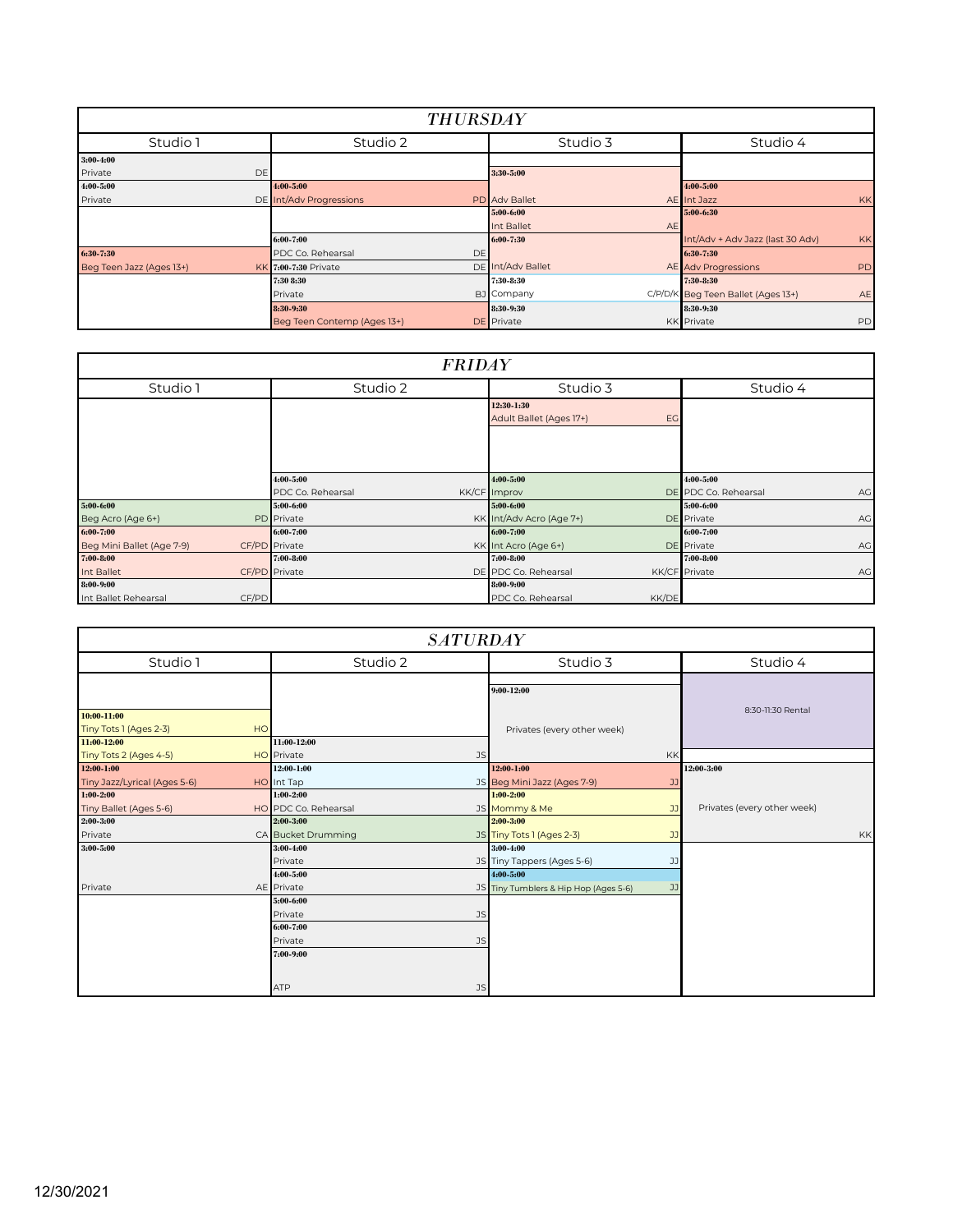## *THURSDAY*

| Studio 1 | Studio 2 | Studio 3 | Studio 4 |
|---|---|---|---|
| **3:00-4:00** Private DE | | **3:30-5:00** Adv Ballet AE | |
| **4:00-5:00** Private DE | **4:00-5:00** Int/Adv Progressions PD | | **4:00-5:00** Int Jazz KK |
| | | **5:00-6:00** Int Ballet AE | **5:00-6:30** Int/Adv + Adv Jazz (last 30 Adv) KK |
| | **6:00-7:00** PDC Co. Rehearsal DE | **6:00-7:30** Int/Adv Ballet AE | |
| **6:30-7:30** Beg Teen Jazz (Ages 13+) KK | **7:00-7:30** Private DE | | **6:30-7:30** Adv Progressions PD |
| | **7:30 8:30** Private BJ | **7:30-8:30** Company C/P/D/K | **7:30-8:30** Beg Teen Ballet (Ages 13+) AE |
| | **8:30-9:30** Beg Teen Contemp (Ages 13+) DE | **8:30-9:30** Private KK | **8:30-9:30** Private PD |

## *FRIDAY*

| Studio 1 | Studio 2 | Studio 3 | Studio 4 |
|---|---|---|---|
| | | **12:30-1:30** Adult Ballet (Ages 17+) EG | |
| | **4:00-5:00** PDC Co. Rehearsal KK/CF | **4:00-5:00** Improv DE | **4:00-5:00** PDC Co. Rehearsal AG |
| **5:00-6:00** Beg Acro (Age 6+) PD | **5:00-6:00** Private KK | **5:00-6:00** Int/Adv Acro (Age 7+) DE | **5:00-6:00** Private AG |
| **6:00-7:00** Beg Mini Ballet (Age 7-9) CF/PD | **6:00-7:00** Private KK | **6:00-7:00** Int Acro (Age 6+) DE | **6:00-7:00** Private AG |
| **7:00-8:00** Int Ballet CF/PD | **7:00-8:00** Private DE | **7:00-8:00** PDC Co. Rehearsal KK/CF | **7:00-8:00** Private AG |
| **8:00-9:00** Int Ballet Rehearsal CF/PD | | **8:00-9:00** PDC Co. Rehearsal KK/DE | |

## *SATURDAY*

| Studio 1 | Studio 2 | Studio 3 | Studio 4 |
|---|---|---|---|
| | | **9:00-12:00** Privates (every other week) KK | 8:30-11:30 Rental |
| **10:00-11:00** Tiny Tots 1 (Ages 2-3) HO | | | |
| **11:00-12:00** Tiny Tots 2 (Ages 4-5) HO | **11:00-12:00** Private JS | | |
| **12:00-1:00** Tiny Jazz/Lyrical (Ages 5-6) HO | **12:00-1:00** Int Tap JS | **12:00-1:00** Beg Mini Jazz (Ages 7-9) JJ | **12:00-3:00** Privates (every other week) KK |
| **1:00-2:00** Tiny Ballet (Ages 5-6) HO | **1:00-2:00** PDC Co. Rehearsal JS | **1:00-2:00** Mommy & Me JJ | |
| **2:00-3:00** Private CA | **2:00-3:00** Bucket Drumming JS | **2:00-3:00** Tiny Tots 1 (Ages 2-3) JJ | |
| **3:00-5:00** Private AE | **3:00-4:00** Private JS | **3:00-4:00** Tiny Tappers (Ages 5-6) JJ | |
| | **4:00-5:00** Private JS | **4:00-5:00** Tiny Tumblers & Hip Hop (Ages 5-6) JJ | |
| | **5:00-6:00** Private JS | | |
| | **6:00-7:00** Private JS | | |
| | **7:00-9:00** ATP JS | | |

12/30/2021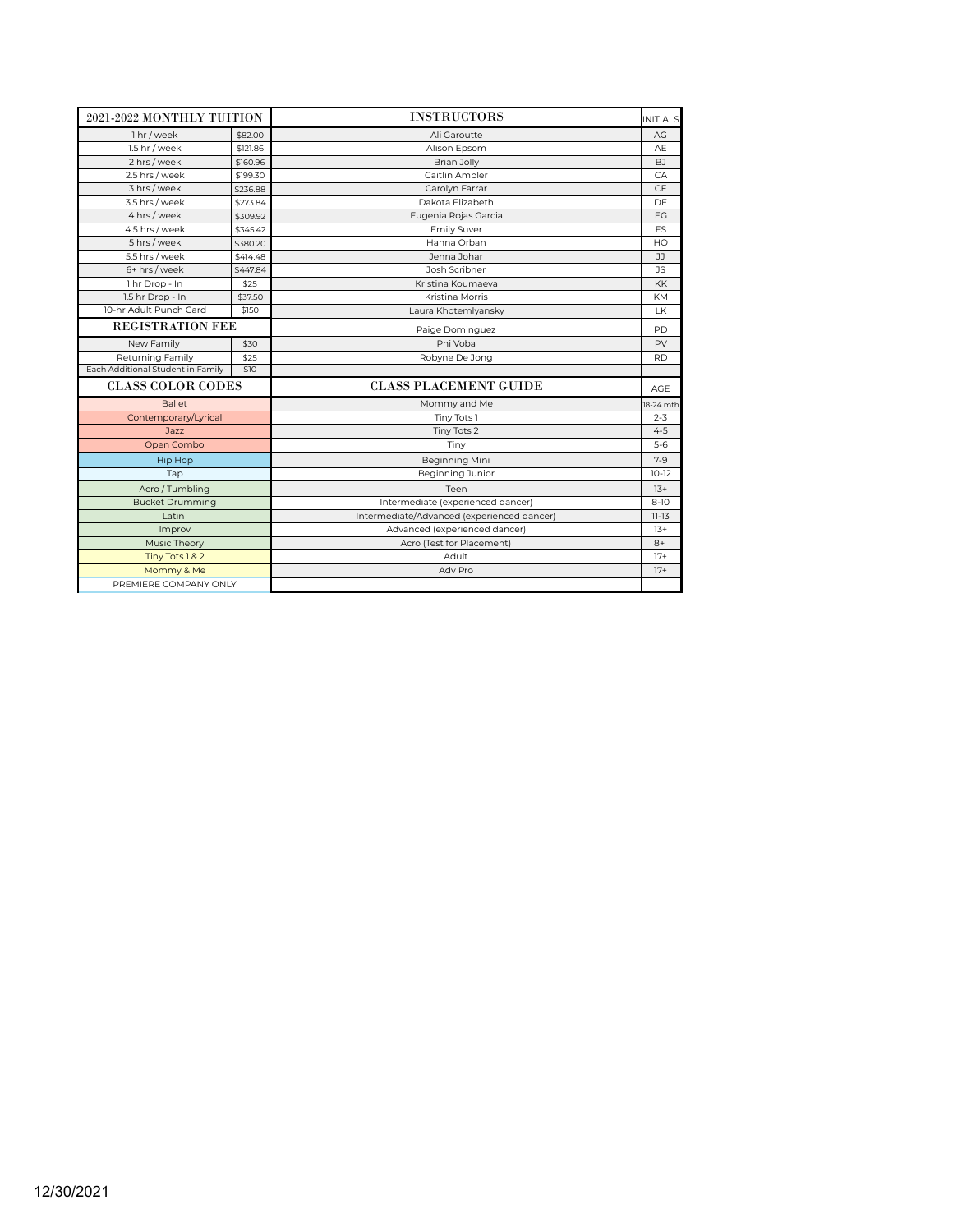| 2021-2022 MONTHLY TUITION | |
|---|---|
| 1 hr / week | $82.00 |
| 1.5 hr / week | $121.86 |
| 2 hrs / week | $160.96 |
| 2.5 hrs / week | $199.30 |
| 3 hrs / week | $236.88 |
| 3.5 hrs / week | $273.84 |
| 4 hrs / week | $309.92 |
| 4.5 hrs / week | $345.42 |
| 5 hrs / week | $380.20 |
| 5.5 hrs / week | $414.48 |
| 6+ hrs / week | $447.84 |
| 1 hr Drop - In | $25 |
| 1.5 hr Drop - In | $37.50 |
| 10-hr Adult Punch Card | $150 |

| REGISTRATION FEE | |
|---|---|
| New Family | $30 |
| Returning Family | $25 |
| Each Additional Student in Family | $10 |

| CLASS COLOR CODES |
|---|
| Ballet |
| Contemporary/Lyrical |
| Jazz |
| Open Combo |
| Hip Hop |
| Tap |
| Acro / Tumbling |
| Bucket Drumming |
| Latin |
| Improv |
| Music Theory |
| Tiny Tots 1 & 2 |
| Mommy & Me |
| PREMIERE COMPANY ONLY |

| INSTRUCTORS | INITIALS |
|---|---|
| Ali Garoutte | AG |
| Alison Epsom | AE |
| Brian Jolly | BJ |
| Caitlin Ambler | CA |
| Carolyn Farrar | CF |
| Dakota Elizabeth | DE |
| Eugenia Rojas Garcia | EG |
| Emily Suver | ES |
| Hanna Orban | HO |
| Jenna Johar | JJ |
| Josh Scribner | JS |
| Kristina Koumaeva | KK |
| Kristina Morris | KM |
| Laura Khotemlyansky | LK |
| Paige Dominguez | PD |
| Phi Voba | PV |
| Robyne De Jong | RD |

| CLASS PLACEMENT GUIDE | AGE |
|---|---|
| Mommy and Me | 18-24 mth |
| Tiny Tots 1 | 2-3 |
| Tiny Tots 2 | 4-5 |
| Tiny | 5-6 |
| Beginning Mini | 7-9 |
| Beginning Junior | 10-12 |
| Teen | 13+ |
| Intermediate (experienced dancer) | 8-10 |
| Intermediate/Advanced (experienced dancer) | 11-13 |
| Advanced (experienced dancer) | 13+ |
| Acro (Test for Placement) | 8+ |
| Adult | 17+ |
| Adv Pro | 17+ |

12/30/2021